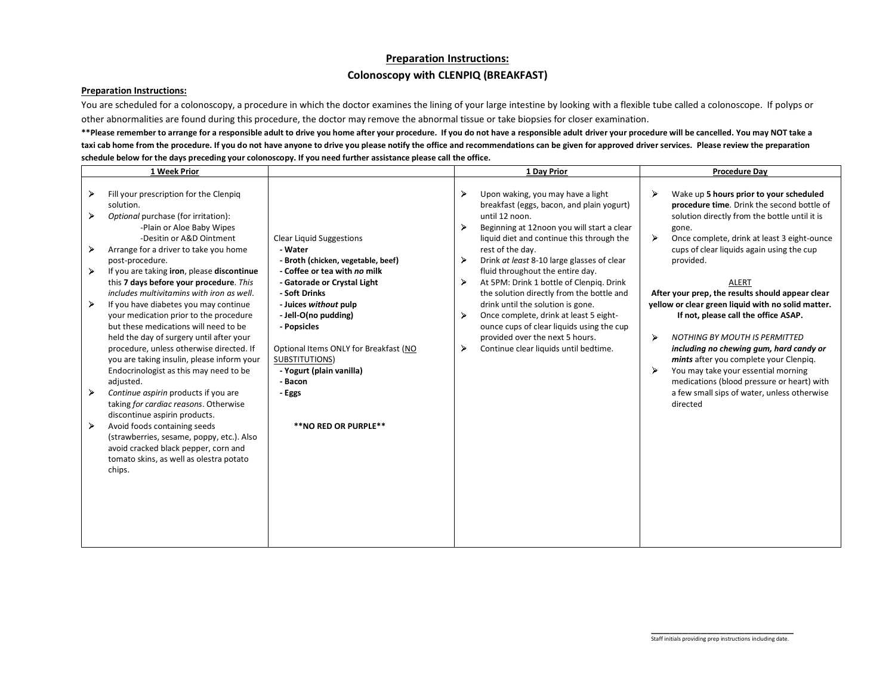# Preparation Instructions:

## Colonoscopy with CLENPIQ (BREAKFAST)

**Preparation Instructions:**

You are scheduled for a colonoscopy, a procedure in which the doctor examines the lining of your large intestine by looking with a flexible tube called a colonoscope. If polyps or other abnormalities are found during this procedure, the doctor may remove the abnormal tissue or take biopsies for closer examination.

**\*\*Please remember to arrange for a responsible adult to drive you home after your procedure. If you do not have a responsible adult driver your procedure will be cancelled. You may NOT take a taxi cab home from the procedure. If you do not have anyone to drive you please notify the office and recommendations can be given for approved driver services. Please review the preparation schedule below for the days preceding your colonoscopy. If you need further assistance please call the office.**

| 1 Week Prior | | 1 Day Prior | Procedure Day |
|---|---|---|---|
| ➢ Fill your prescription for the Clenpiq solution.<br>➢ *Optional* purchase (for irritation):<br>-Plain or Aloe Baby Wipes<br>-Desitin or A&D Ointment<br>➢ Arrange for a driver to take you home post-procedure.<br>➢ If you are taking **iron**, please **discontinue** this **7 days before your procedure**. *This includes multivitamins with iron as well*.<br>➢ If you have diabetes you may continue your medication prior to the procedure but these medications will need to be held the day of surgery until after your procedure, unless otherwise directed. If you are taking insulin, please inform your Endocrinologist as this may need to be adjusted.<br>➢ *Continue aspirin* products if you are taking *for cardiac reasons*. Otherwise discontinue aspirin products.<br>➢ Avoid foods containing seeds (strawberries, sesame, poppy, etc.). Also avoid cracked black pepper, corn and tomato skins, as well as olestra potato chips. | Clear Liquid Suggestions<br>**- Water**<br>**- Broth (chicken, vegetable, beef)**<br>**- Coffee or tea with *no* milk**<br>**- Gatorade or Crystal Light**<br>**- Soft Drinks**<br>**- Juices *without* pulp**<br>**- Jell-O(no pudding)**<br>**- Popsicles**<br><br>Optional Items ONLY for Breakfast (<u>NO SUBSTITUTIONS</u>)<br>**- Yogurt (plain vanilla)**<br>**- Bacon**<br>**- Eggs**<br><br>**\*\*NO RED OR PURPLE\*\*** | ➢ Upon waking, you may have a light breakfast (eggs, bacon, and plain yogurt) until 12 noon.<br>➢ Beginning at 12noon you will start a clear liquid diet and continue this through the rest of the day.<br>➢ Drink *at least* 8-10 large glasses of clear fluid throughout the entire day.<br>➢ At 5PM: Drink 1 bottle of Clenpiq. Drink the solution directly from the bottle and drink until the solution is gone.<br>➢ Once complete, drink at least 5 eight-ounce cups of clear liquids using the cup provided over the next 5 hours.<br>➢ Continue clear liquids until bedtime. | ➢ Wake up **5 hours prior to your scheduled procedure time**. Drink the second bottle of solution directly from the bottle until it is gone.<br>➢ Once complete, drink at least 3 eight-ounce cups of clear liquids again using the cup provided.<br><br><u>ALERT</u><br>**After your prep, the results should appear clear yellow or clear green liquid with no solid matter. If not, please call the office ASAP.**<br><br>➢ *NOTHING BY MOUTH IS PERMITTED* ***including no chewing gum, hard candy or mints*** after you complete your Clenpiq.<br>➢ You may take your essential morning medications (blood pressure or heart) with a few small sips of water, unless otherwise directed |

______________________________

Staff initials providing prep instructions including date.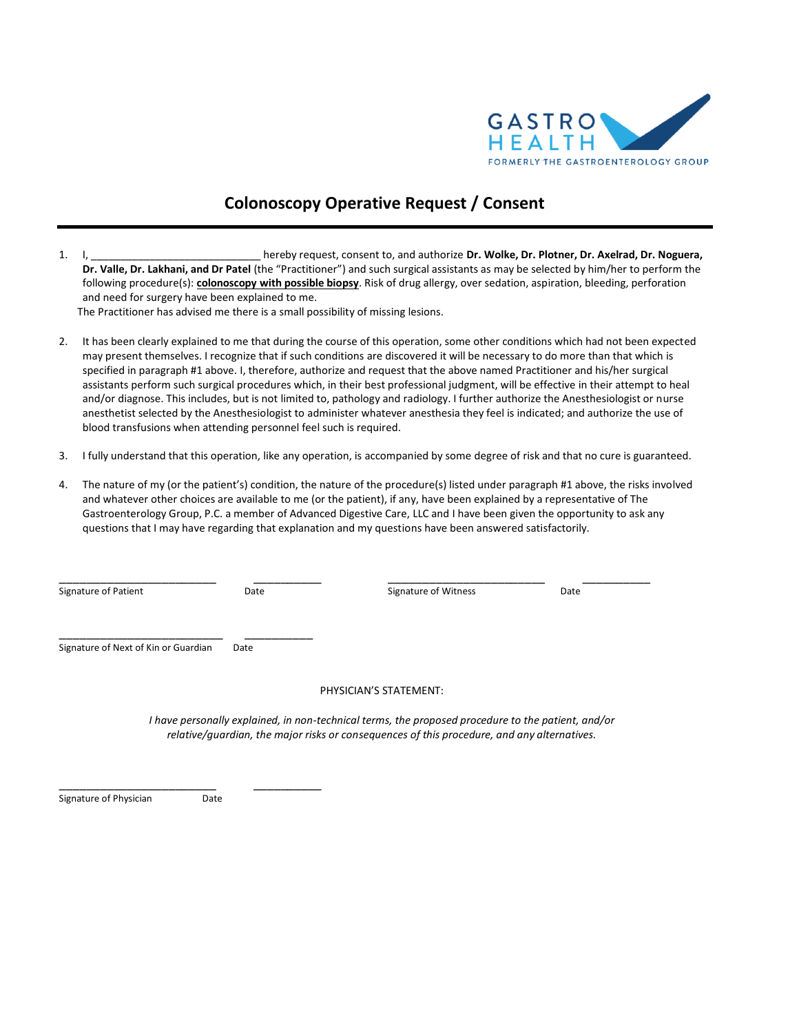GASTRO HEALTH
FORMERLY THE GASTROENTEROLOGY GROUP

# Colonoscopy Operative Request / Consent

1. I, ____________________________ hereby request, consent to, and authorize **Dr. Wolke, Dr. Plotner, Dr. Axelrad, Dr. Noguera, Dr. Valle, Dr. Lakhani, and Dr Patel** (the "Practitioner") and such surgical assistants as may be selected by him/her to perform the following procedure(s): **colonoscopy with possible biopsy**. Risk of drug allergy, over sedation, aspiration, bleeding, perforation and need for surgery have been explained to me.
   The Practitioner has advised me there is a small possibility of missing lesions.

2. It has been clearly explained to me that during the course of this operation, some other conditions which had not been expected may present themselves. I recognize that if such conditions are discovered it will be necessary to do more than that which is specified in paragraph #1 above. I, therefore, authorize and request that the above named Practitioner and his/her surgical assistants perform such surgical procedures which, in their best professional judgment, will be effective in their attempt to heal and/or diagnose. This includes, but is not limited to, pathology and radiology. I further authorize the Anesthesiologist or nurse anesthetist selected by the Anesthesiologist to administer whatever anesthesia they feel is indicated; and authorize the use of blood transfusions when attending personnel feel such is required.

3. I fully understand that this operation, like any operation, is accompanied by some degree of risk and that no cure is guaranteed.

4. The nature of my (or the patient's) condition, the nature of the procedure(s) listed under paragraph #1 above, the risks involved and whatever other choices are available to me (or the patient), if any, have been explained by a representative of The Gastroenterology Group, P.C. a member of Advanced Digestive Care, LLC and I have been given the opportunity to ask any questions that I may have regarding that explanation and my questions have been answered satisfactorily.

____________________________ ____________ ____________________________ ____________
Signature of Patient Date Signature of Witness Date

____________________________ ____________
Signature of Next of Kin or Guardian Date

PHYSICIAN'S STATEMENT:

*I have personally explained, in non-technical terms, the proposed procedure to the patient, and/or relative/guardian, the major risks or consequences of this procedure, and any alternatives.*

____________________________ ____________
Signature of Physician Date